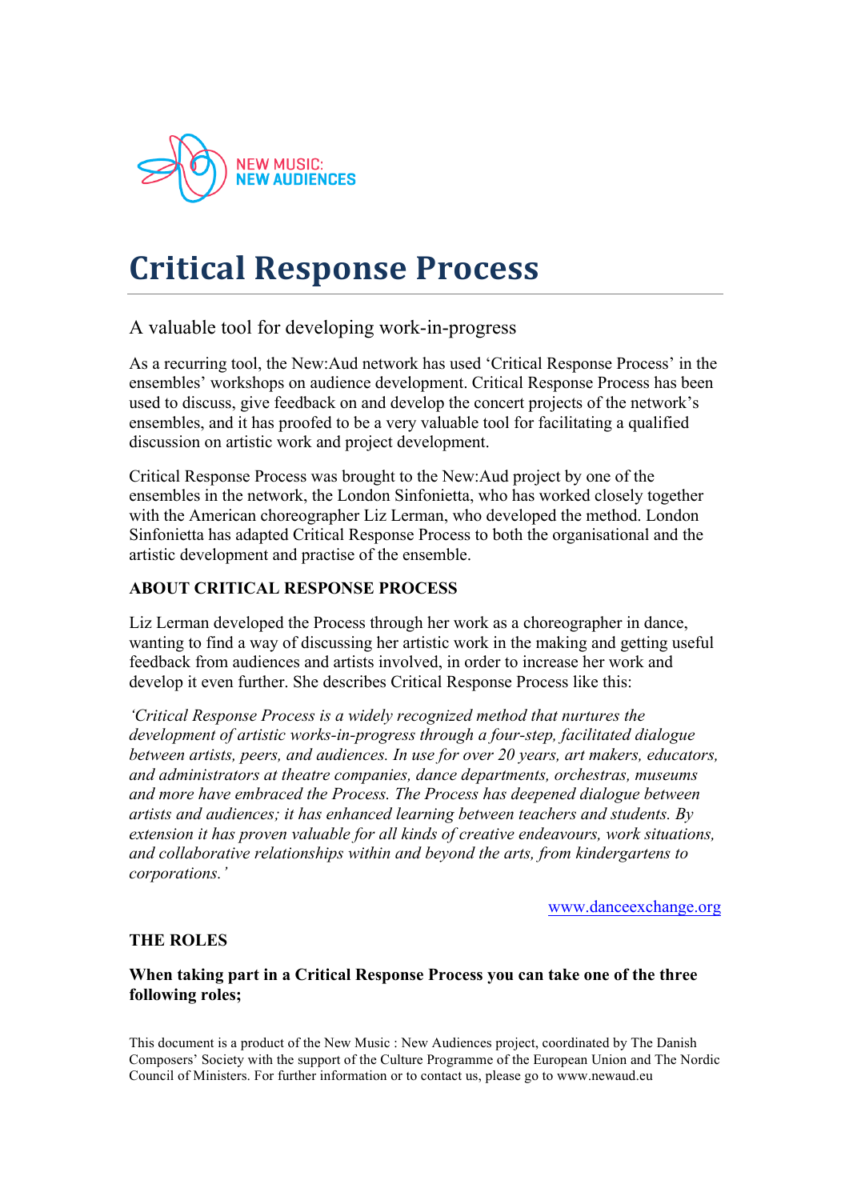NEW MUSIC:
NEW AUDIENCES

# Critical Response Process

## A valuable tool for developing work-in-progress

As a recurring tool, the New:Aud network has used 'Critical Response Process' in the ensembles' workshops on audience development. Critical Response Process has been used to discuss, give feedback on and develop the concert projects of the network's ensembles, and it has proofed to be a very valuable tool for facilitating a qualified discussion on artistic work and project development.

Critical Response Process was brought to the New:Aud project by one of the ensembles in the network, the London Sinfonietta, who has worked closely together with the American choreographer Liz Lerman, who developed the method. London Sinfonietta has adapted Critical Response Process to both the organisational and the artistic development and practise of the ensemble.

### ABOUT CRITICAL RESPONSE PROCESS

Liz Lerman developed the Process through her work as a choreographer in dance, wanting to find a way of discussing her artistic work in the making and getting useful feedback from audiences and artists involved, in order to increase her work and develop it even further. She describes Critical Response Process like this:

*'Critical Response Process is a widely recognized method that nurtures the development of artistic works-in-progress through a four-step, facilitated dialogue between artists, peers, and audiences. In use for over 20 years, art makers, educators, and administrators at theatre companies, dance departments, orchestras, museums and more have embraced the Process. The Process has deepened dialogue between artists and audiences; it has enhanced learning between teachers and students. By extension it has proven valuable for all kinds of creative endeavours, work situations, and collaborative relationships within and beyond the arts, from kindergartens to corporations.'*

www.danceexchange.org

### THE ROLES

**When taking part in a Critical Response Process you can take one of the three following roles;**

This document is a product of the New Music : New Audiences project, coordinated by The Danish Composers' Society with the support of the Culture Programme of the European Union and The Nordic Council of Ministers. For further information or to contact us, please go to www.newaud.eu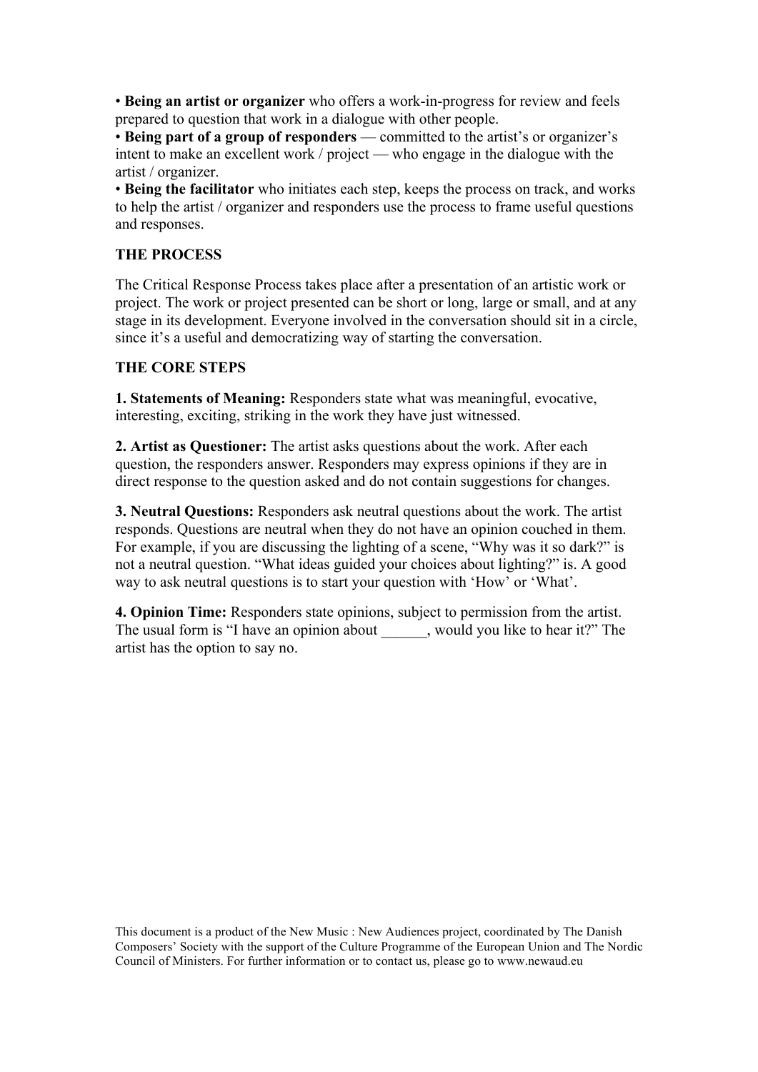- **Being an artist or organizer** who offers a work-in-progress for review and feels prepared to question that work in a dialogue with other people.
- **Being part of a group of responders** — committed to the artist's or organizer's intent to make an excellent work / project — who engage in the dialogue with the artist / organizer.
- **Being the facilitator** who initiates each step, keeps the process on track, and works to help the artist / organizer and responders use the process to frame useful questions and responses.

## THE PROCESS

The Critical Response Process takes place after a presentation of an artistic work or project. The work or project presented can be short or long, large or small, and at any stage in its development. Everyone involved in the conversation should sit in a circle, since it's a useful and democratizing way of starting the conversation.

## THE CORE STEPS

**1. Statements of Meaning:** Responders state what was meaningful, evocative, interesting, exciting, striking in the work they have just witnessed.

**2. Artist as Questioner:** The artist asks questions about the work. After each question, the responders answer. Responders may express opinions if they are in direct response to the question asked and do not contain suggestions for changes.

**3. Neutral Questions:** Responders ask neutral questions about the work. The artist responds. Questions are neutral when they do not have an opinion couched in them. For example, if you are discussing the lighting of a scene, "Why was it so dark?" is not a neutral question. "What ideas guided your choices about lighting?" is. A good way to ask neutral questions is to start your question with 'How' or 'What'.

**4. Opinion Time:** Responders state opinions, subject to permission from the artist. The usual form is "I have an opinion about ______, would you like to hear it?" The artist has the option to say no.

This document is a product of the New Music : New Audiences project, coordinated by The Danish Composers' Society with the support of the Culture Programme of the European Union and The Nordic Council of Ministers. For further information or to contact us, please go to www.newaud.eu